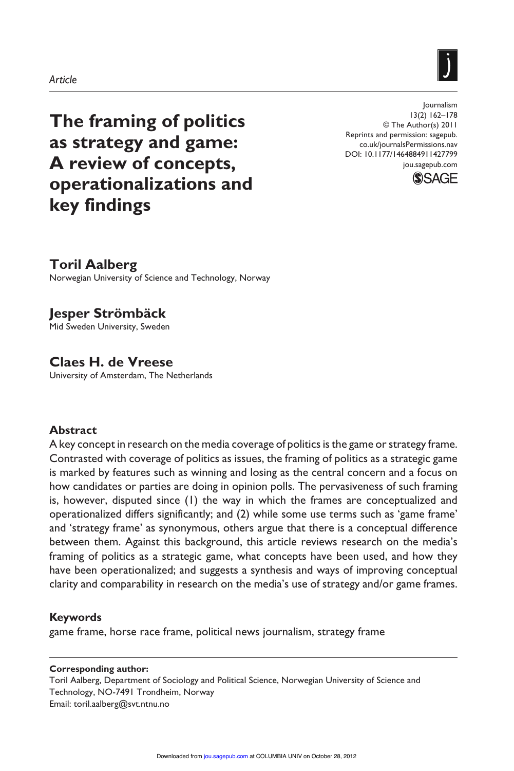*Article*

# The framing of politics as strategy and game: A review of concepts, operationalizations and key findings

Journalism
13(2) 162–178
© The Author(s) 2011
Reprints and permission: sagepub.co.uk/journalsPermissions.nav
DOI: 10.1177/1464884911427799
jou.sagepub.com

**Toril Aalberg**
Norwegian University of Science and Technology, Norway

**Jesper Strömbäck**
Mid Sweden University, Sweden

**Claes H. de Vreese**
University of Amsterdam, The Netherlands

### Abstract

A key concept in research on the media coverage of politics is the game or strategy frame. Contrasted with coverage of politics as issues, the framing of politics as a strategic game is marked by features such as winning and losing as the central concern and a focus on how candidates or parties are doing in opinion polls. The pervasiveness of such framing is, however, disputed since (1) the way in which the frames are conceptualized and operationalized differs significantly; and (2) while some use terms such as 'game frame' and 'strategy frame' as synonymous, others argue that there is a conceptual difference between them. Against this background, this article reviews research on the media's framing of politics as a strategic game, what concepts have been used, and how they have been operationalized; and suggests a synthesis and ways of improving conceptual clarity and comparability in research on the media's use of strategy and/or game frames.

### Keywords

game frame, horse race frame, political news journalism, strategy frame

**Corresponding author:**
Toril Aalberg, Department of Sociology and Political Science, Norwegian University of Science and Technology, NO-7491 Trondheim, Norway
Email: toril.aalberg@svt.ntnu.no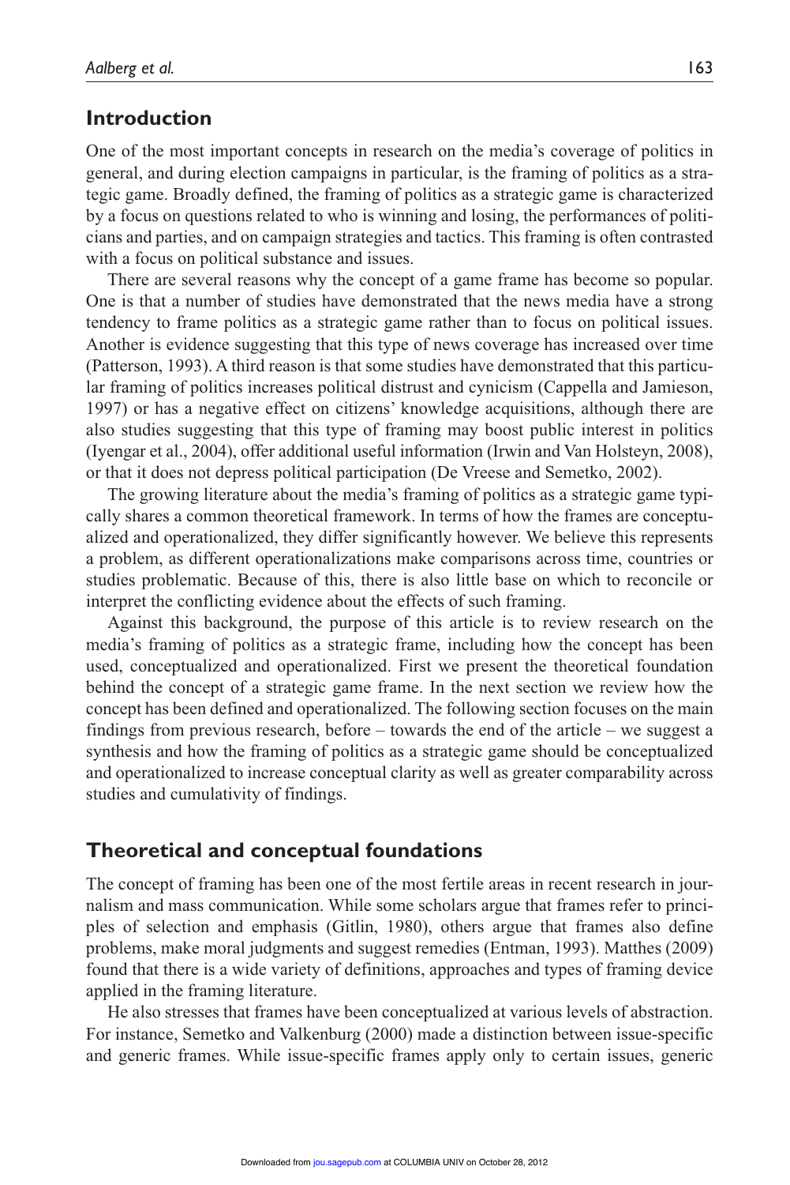## Introduction

One of the most important concepts in research on the media's coverage of politics in general, and during election campaigns in particular, is the framing of politics as a strategic game. Broadly defined, the framing of politics as a strategic game is characterized by a focus on questions related to who is winning and losing, the performances of politicians and parties, and on campaign strategies and tactics. This framing is often contrasted with a focus on political substance and issues.

There are several reasons why the concept of a game frame has become so popular. One is that a number of studies have demonstrated that the news media have a strong tendency to frame politics as a strategic game rather than to focus on political issues. Another is evidence suggesting that this type of news coverage has increased over time (Patterson, 1993). A third reason is that some studies have demonstrated that this particular framing of politics increases political distrust and cynicism (Cappella and Jamieson, 1997) or has a negative effect on citizens' knowledge acquisitions, although there are also studies suggesting that this type of framing may boost public interest in politics (Iyengar et al., 2004), offer additional useful information (Irwin and Van Holsteyn, 2008), or that it does not depress political participation (De Vreese and Semetko, 2002).

The growing literature about the media's framing of politics as a strategic game typically shares a common theoretical framework. In terms of how the frames are conceptualized and operationalized, they differ significantly however. We believe this represents a problem, as different operationalizations make comparisons across time, countries or studies problematic. Because of this, there is also little base on which to reconcile or interpret the conflicting evidence about the effects of such framing.

Against this background, the purpose of this article is to review research on the media's framing of politics as a strategic frame, including how the concept has been used, conceptualized and operationalized. First we present the theoretical foundation behind the concept of a strategic game frame. In the next section we review how the concept has been defined and operationalized. The following section focuses on the main findings from previous research, before – towards the end of the article – we suggest a synthesis and how the framing of politics as a strategic game should be conceptualized and operationalized to increase conceptual clarity as well as greater comparability across studies and cumulativity of findings.

## Theoretical and conceptual foundations

The concept of framing has been one of the most fertile areas in recent research in journalism and mass communication. While some scholars argue that frames refer to principles of selection and emphasis (Gitlin, 1980), others argue that frames also define problems, make moral judgments and suggest remedies (Entman, 1993). Matthes (2009) found that there is a wide variety of definitions, approaches and types of framing device applied in the framing literature.

He also stresses that frames have been conceptualized at various levels of abstraction. For instance, Semetko and Valkenburg (2000) made a distinction between issue-specific and generic frames. While issue-specific frames apply only to certain issues, generic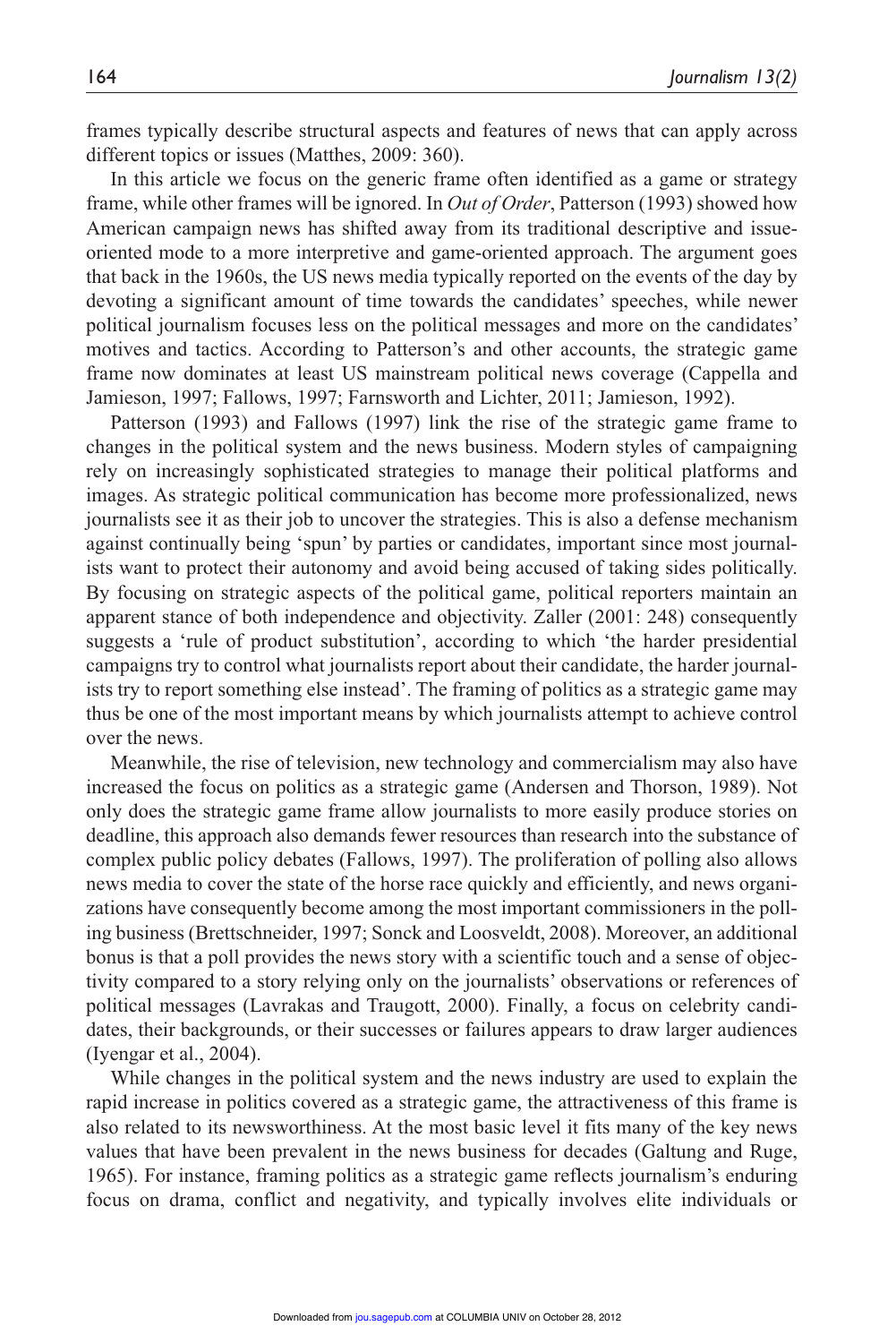frames typically describe structural aspects and features of news that can apply across different topics or issues (Matthes, 2009: 360).

In this article we focus on the generic frame often identified as a game or strategy frame, while other frames will be ignored. In *Out of Order*, Patterson (1993) showed how American campaign news has shifted away from its traditional descriptive and issue-oriented mode to a more interpretive and game-oriented approach. The argument goes that back in the 1960s, the US news media typically reported on the events of the day by devoting a significant amount of time towards the candidates' speeches, while newer political journalism focuses less on the political messages and more on the candidates' motives and tactics. According to Patterson's and other accounts, the strategic game frame now dominates at least US mainstream political news coverage (Cappella and Jamieson, 1997; Fallows, 1997; Farnsworth and Lichter, 2011; Jamieson, 1992).

Patterson (1993) and Fallows (1997) link the rise of the strategic game frame to changes in the political system and the news business. Modern styles of campaigning rely on increasingly sophisticated strategies to manage their political platforms and images. As strategic political communication has become more professionalized, news journalists see it as their job to uncover the strategies. This is also a defense mechanism against continually being 'spun' by parties or candidates, important since most journalists want to protect their autonomy and avoid being accused of taking sides politically. By focusing on strategic aspects of the political game, political reporters maintain an apparent stance of both independence and objectivity. Zaller (2001: 248) consequently suggests a 'rule of product substitution', according to which 'the harder presidential campaigns try to control what journalists report about their candidate, the harder journalists try to report something else instead'. The framing of politics as a strategic game may thus be one of the most important means by which journalists attempt to achieve control over the news.

Meanwhile, the rise of television, new technology and commercialism may also have increased the focus on politics as a strategic game (Andersen and Thorson, 1989). Not only does the strategic game frame allow journalists to more easily produce stories on deadline, this approach also demands fewer resources than research into the substance of complex public policy debates (Fallows, 1997). The proliferation of polling also allows news media to cover the state of the horse race quickly and efficiently, and news organizations have consequently become among the most important commissioners in the polling business (Brettschneider, 1997; Sonck and Loosveldt, 2008). Moreover, an additional bonus is that a poll provides the news story with a scientific touch and a sense of objectivity compared to a story relying only on the journalists' observations or references of political messages (Lavrakas and Traugott, 2000). Finally, a focus on celebrity candidates, their backgrounds, or their successes or failures appears to draw larger audiences (Iyengar et al., 2004).

While changes in the political system and the news industry are used to explain the rapid increase in politics covered as a strategic game, the attractiveness of this frame is also related to its newsworthiness. At the most basic level it fits many of the key news values that have been prevalent in the news business for decades (Galtung and Ruge, 1965). For instance, framing politics as a strategic game reflects journalism's enduring focus on drama, conflict and negativity, and typically involves elite individuals or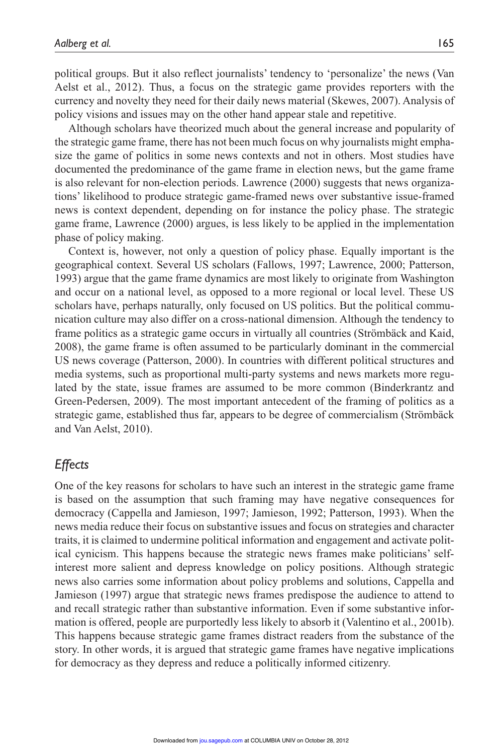political groups. But it also reflect journalists' tendency to 'personalize' the news (Van Aelst et al., 2012). Thus, a focus on the strategic game provides reporters with the currency and novelty they need for their daily news material (Skewes, 2007). Analysis of policy visions and issues may on the other hand appear stale and repetitive.

Although scholars have theorized much about the general increase and popularity of the strategic game frame, there has not been much focus on why journalists might emphasize the game of politics in some news contexts and not in others. Most studies have documented the predominance of the game frame in election news, but the game frame is also relevant for non-election periods. Lawrence (2000) suggests that news organizations' likelihood to produce strategic game-framed news over substantive issue-framed news is context dependent, depending on for instance the policy phase. The strategic game frame, Lawrence (2000) argues, is less likely to be applied in the implementation phase of policy making.

Context is, however, not only a question of policy phase. Equally important is the geographical context. Several US scholars (Fallows, 1997; Lawrence, 2000; Patterson, 1993) argue that the game frame dynamics are most likely to originate from Washington and occur on a national level, as opposed to a more regional or local level. These US scholars have, perhaps naturally, only focused on US politics. But the political communication culture may also differ on a cross-national dimension. Although the tendency to frame politics as a strategic game occurs in virtually all countries (Strömbäck and Kaid, 2008), the game frame is often assumed to be particularly dominant in the commercial US news coverage (Patterson, 2000). In countries with different political structures and media systems, such as proportional multi-party systems and news markets more regulated by the state, issue frames are assumed to be more common (Binderkrantz and Green-Pedersen, 2009). The most important antecedent of the framing of politics as a strategic game, established thus far, appears to be degree of commercialism (Strömbäck and Van Aelst, 2010).

## *Effects*

One of the key reasons for scholars to have such an interest in the strategic game frame is based on the assumption that such framing may have negative consequences for democracy (Cappella and Jamieson, 1997; Jamieson, 1992; Patterson, 1993). When the news media reduce their focus on substantive issues and focus on strategies and character traits, it is claimed to undermine political information and engagement and activate political cynicism. This happens because the strategic news frames make politicians' self-interest more salient and depress knowledge on policy positions. Although strategic news also carries some information about policy problems and solutions, Cappella and Jamieson (1997) argue that strategic news frames predispose the audience to attend to and recall strategic rather than substantive information. Even if some substantive information is offered, people are purportedly less likely to absorb it (Valentino et al., 2001b). This happens because strategic game frames distract readers from the substance of the story. In other words, it is argued that strategic game frames have negative implications for democracy as they depress and reduce a politically informed citizenry.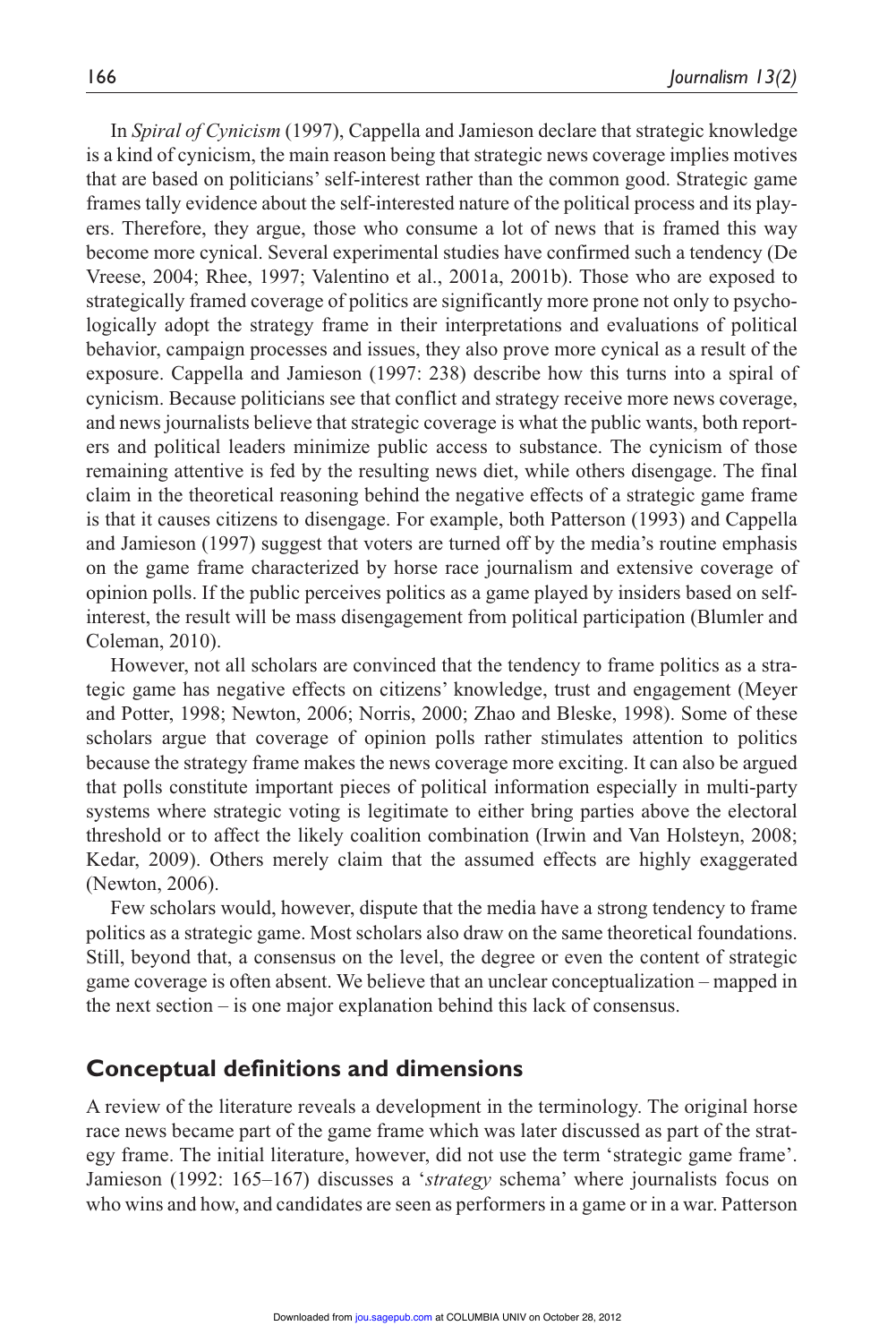In *Spiral of Cynicism* (1997), Cappella and Jamieson declare that strategic knowledge is a kind of cynicism, the main reason being that strategic news coverage implies motives that are based on politicians' self-interest rather than the common good. Strategic game frames tally evidence about the self-interested nature of the political process and its players. Therefore, they argue, those who consume a lot of news that is framed this way become more cynical. Several experimental studies have confirmed such a tendency (De Vreese, 2004; Rhee, 1997; Valentino et al., 2001a, 2001b). Those who are exposed to strategically framed coverage of politics are significantly more prone not only to psychologically adopt the strategy frame in their interpretations and evaluations of political behavior, campaign processes and issues, they also prove more cynical as a result of the exposure. Cappella and Jamieson (1997: 238) describe how this turns into a spiral of cynicism. Because politicians see that conflict and strategy receive more news coverage, and news journalists believe that strategic coverage is what the public wants, both reporters and political leaders minimize public access to substance. The cynicism of those remaining attentive is fed by the resulting news diet, while others disengage. The final claim in the theoretical reasoning behind the negative effects of a strategic game frame is that it causes citizens to disengage. For example, both Patterson (1993) and Cappella and Jamieson (1997) suggest that voters are turned off by the media's routine emphasis on the game frame characterized by horse race journalism and extensive coverage of opinion polls. If the public perceives politics as a game played by insiders based on self-interest, the result will be mass disengagement from political participation (Blumler and Coleman, 2010).

However, not all scholars are convinced that the tendency to frame politics as a strategic game has negative effects on citizens' knowledge, trust and engagement (Meyer and Potter, 1998; Newton, 2006; Norris, 2000; Zhao and Bleske, 1998). Some of these scholars argue that coverage of opinion polls rather stimulates attention to politics because the strategy frame makes the news coverage more exciting. It can also be argued that polls constitute important pieces of political information especially in multi-party systems where strategic voting is legitimate to either bring parties above the electoral threshold or to affect the likely coalition combination (Irwin and Van Holsteyn, 2008; Kedar, 2009). Others merely claim that the assumed effects are highly exaggerated (Newton, 2006).

Few scholars would, however, dispute that the media have a strong tendency to frame politics as a strategic game. Most scholars also draw on the same theoretical foundations. Still, beyond that, a consensus on the level, the degree or even the content of strategic game coverage is often absent. We believe that an unclear conceptualization – mapped in the next section – is one major explanation behind this lack of consensus.

## Conceptual definitions and dimensions

A review of the literature reveals a development in the terminology. The original horse race news became part of the game frame which was later discussed as part of the strategy frame. The initial literature, however, did not use the term 'strategic game frame'. Jamieson (1992: 165–167) discusses a '*strategy* schema' where journalists focus on who wins and how, and candidates are seen as performers in a game or in a war. Patterson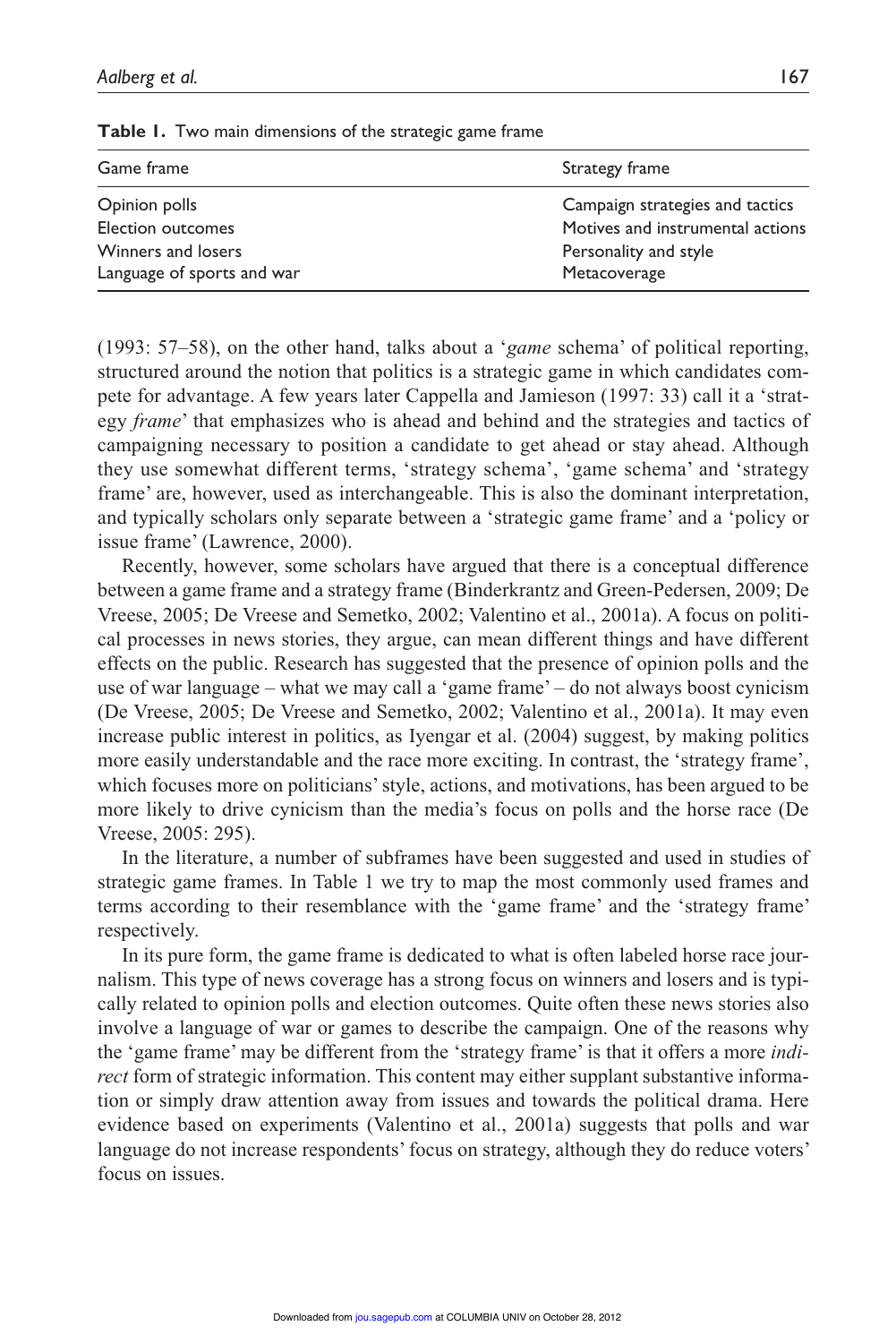**Table 1.** Two main dimensions of the strategic game frame

| Game frame | Strategy frame |
|---|---|
| Opinion polls | Campaign strategies and tactics |
| Election outcomes | Motives and instrumental actions |
| Winners and losers | Personality and style |
| Language of sports and war | Metacoverage |

(1993: 57–58), on the other hand, talks about a '*game* schema' of political reporting, structured around the notion that politics is a strategic game in which candidates compete for advantage. A few years later Cappella and Jamieson (1997: 33) call it a 'strategy *frame*' that emphasizes who is ahead and behind and the strategies and tactics of campaigning necessary to position a candidate to get ahead or stay ahead. Although they use somewhat different terms, 'strategy schema', 'game schema' and 'strategy frame' are, however, used as interchangeable. This is also the dominant interpretation, and typically scholars only separate between a 'strategic game frame' and a 'policy or issue frame' (Lawrence, 2000).

Recently, however, some scholars have argued that there is a conceptual difference between a game frame and a strategy frame (Binderkrantz and Green-Pedersen, 2009; De Vreese, 2005; De Vreese and Semetko, 2002; Valentino et al., 2001a). A focus on political processes in news stories, they argue, can mean different things and have different effects on the public. Research has suggested that the presence of opinion polls and the use of war language – what we may call a 'game frame' – do not always boost cynicism (De Vreese, 2005; De Vreese and Semetko, 2002; Valentino et al., 2001a). It may even increase public interest in politics, as Iyengar et al. (2004) suggest, by making politics more easily understandable and the race more exciting. In contrast, the 'strategy frame', which focuses more on politicians' style, actions, and motivations, has been argued to be more likely to drive cynicism than the media's focus on polls and the horse race (De Vreese, 2005: 295).

In the literature, a number of subframes have been suggested and used in studies of strategic game frames. In Table 1 we try to map the most commonly used frames and terms according to their resemblance with the 'game frame' and the 'strategy frame' respectively.

In its pure form, the game frame is dedicated to what is often labeled horse race journalism. This type of news coverage has a strong focus on winners and losers and is typically related to opinion polls and election outcomes. Quite often these news stories also involve a language of war or games to describe the campaign. One of the reasons why the 'game frame' may be different from the 'strategy frame' is that it offers a more *indirect* form of strategic information. This content may either supplant substantive information or simply draw attention away from issues and towards the political drama. Here evidence based on experiments (Valentino et al., 2001a) suggests that polls and war language do not increase respondents' focus on strategy, although they do reduce voters' focus on issues.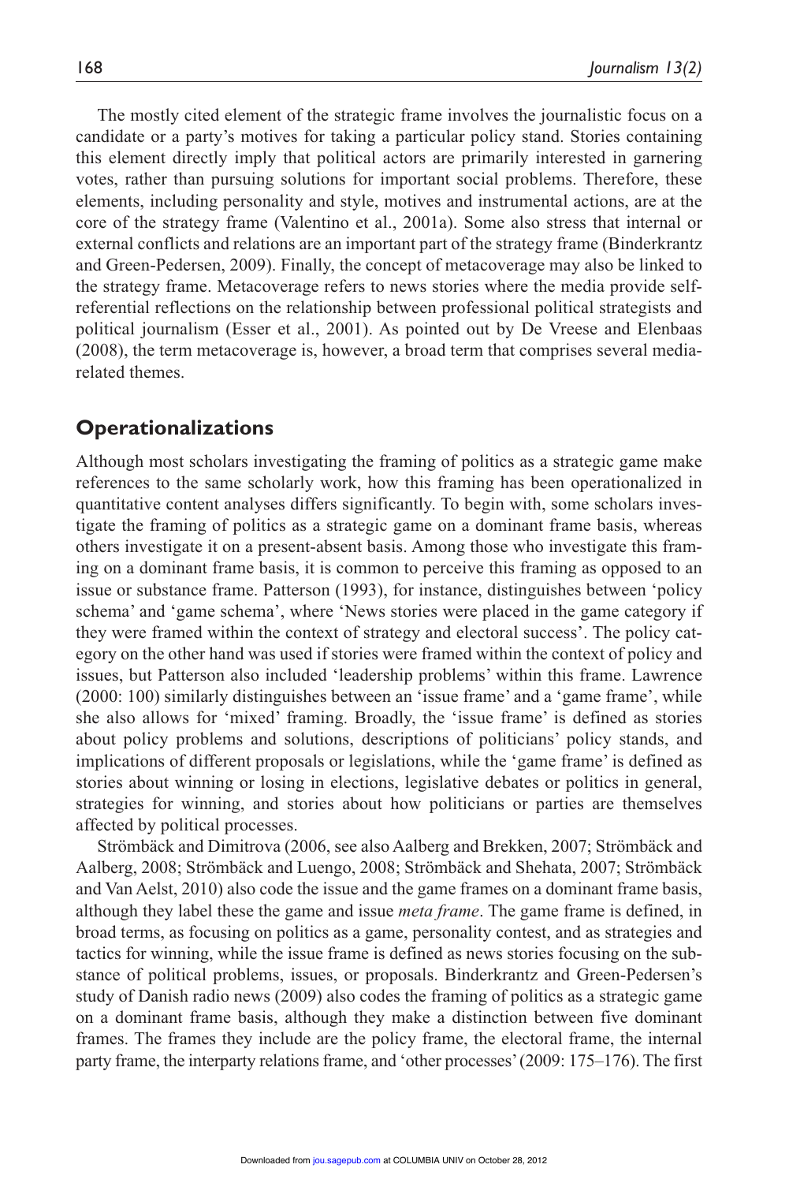The mostly cited element of the strategic frame involves the journalistic focus on a candidate or a party's motives for taking a particular policy stand. Stories containing this element directly imply that political actors are primarily interested in garnering votes, rather than pursuing solutions for important social problems. Therefore, these elements, including personality and style, motives and instrumental actions, are at the core of the strategy frame (Valentino et al., 2001a). Some also stress that internal or external conflicts and relations are an important part of the strategy frame (Binderkrantz and Green-Pedersen, 2009). Finally, the concept of metacoverage may also be linked to the strategy frame. Metacoverage refers to news stories where the media provide self-referential reflections on the relationship between professional political strategists and political journalism (Esser et al., 2001). As pointed out by De Vreese and Elenbaas (2008), the term metacoverage is, however, a broad term that comprises several media-related themes.

## Operationalizations

Although most scholars investigating the framing of politics as a strategic game make references to the same scholarly work, how this framing has been operationalized in quantitative content analyses differs significantly. To begin with, some scholars investigate the framing of politics as a strategic game on a dominant frame basis, whereas others investigate it on a present-absent basis. Among those who investigate this framing on a dominant frame basis, it is common to perceive this framing as opposed to an issue or substance frame. Patterson (1993), for instance, distinguishes between 'policy schema' and 'game schema', where 'News stories were placed in the game category if they were framed within the context of strategy and electoral success'. The policy category on the other hand was used if stories were framed within the context of policy and issues, but Patterson also included 'leadership problems' within this frame. Lawrence (2000: 100) similarly distinguishes between an 'issue frame' and a 'game frame', while she also allows for 'mixed' framing. Broadly, the 'issue frame' is defined as stories about policy problems and solutions, descriptions of politicians' policy stands, and implications of different proposals or legislations, while the 'game frame' is defined as stories about winning or losing in elections, legislative debates or politics in general, strategies for winning, and stories about how politicians or parties are themselves affected by political processes.

Strömbäck and Dimitrova (2006, see also Aalberg and Brekken, 2007; Strömbäck and Aalberg, 2008; Strömbäck and Luengo, 2008; Strömbäck and Shehata, 2007; Strömbäck and Van Aelst, 2010) also code the issue and the game frames on a dominant frame basis, although they label these the game and issue *meta frame*. The game frame is defined, in broad terms, as focusing on politics as a game, personality contest, and as strategies and tactics for winning, while the issue frame is defined as news stories focusing on the substance of political problems, issues, or proposals. Binderkrantz and Green-Pedersen's study of Danish radio news (2009) also codes the framing of politics as a strategic game on a dominant frame basis, although they make a distinction between five dominant frames. The frames they include are the policy frame, the electoral frame, the internal party frame, the interparty relations frame, and 'other processes' (2009: 175–176). The first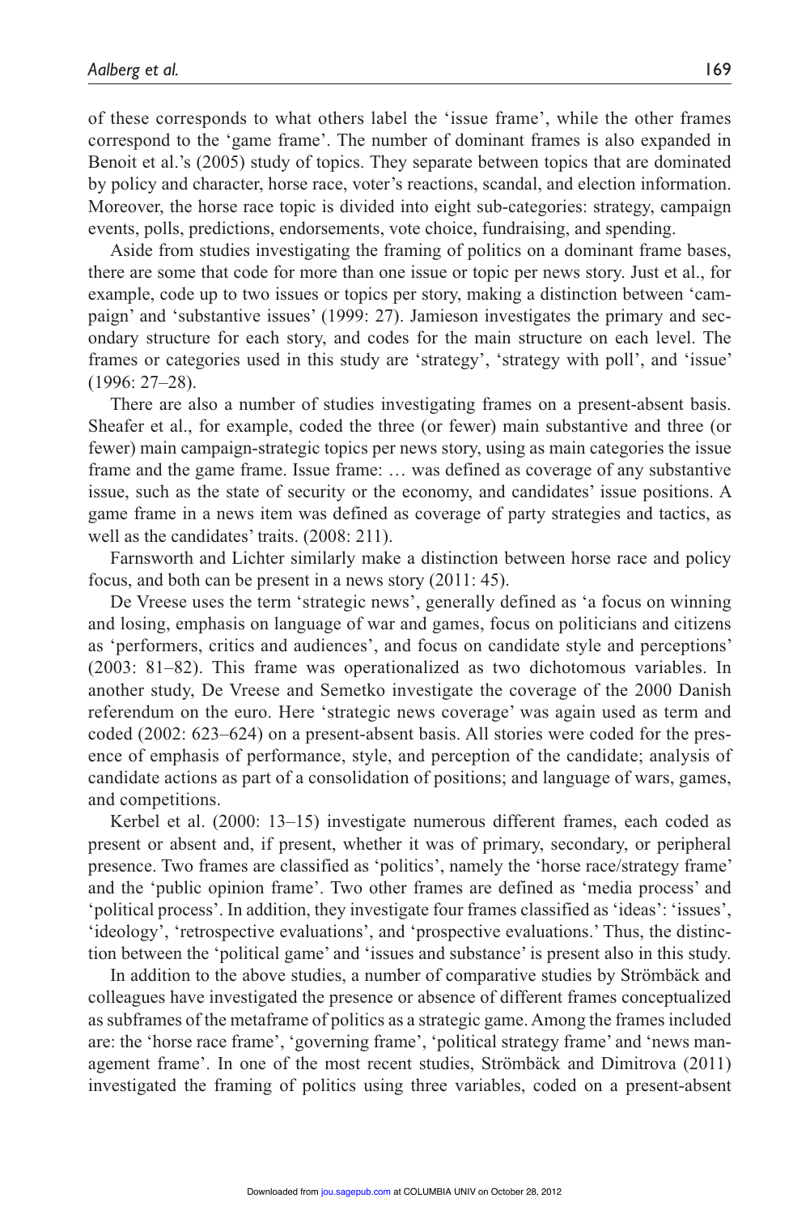of these corresponds to what others label the 'issue frame', while the other frames correspond to the 'game frame'. The number of dominant frames is also expanded in Benoit et al.'s (2005) study of topics. They separate between topics that are dominated by policy and character, horse race, voter's reactions, scandal, and election information. Moreover, the horse race topic is divided into eight sub-categories: strategy, campaign events, polls, predictions, endorsements, vote choice, fundraising, and spending.

Aside from studies investigating the framing of politics on a dominant frame bases, there are some that code for more than one issue or topic per news story. Just et al., for example, code up to two issues or topics per story, making a distinction between 'campaign' and 'substantive issues' (1999: 27). Jamieson investigates the primary and secondary structure for each story, and codes for the main structure on each level. The frames or categories used in this study are 'strategy', 'strategy with poll', and 'issue' (1996: 27–28).

There are also a number of studies investigating frames on a present-absent basis. Sheafer et al., for example, coded the three (or fewer) main substantive and three (or fewer) main campaign-strategic topics per news story, using as main categories the issue frame and the game frame. Issue frame: … was defined as coverage of any substantive issue, such as the state of security or the economy, and candidates' issue positions. A game frame in a news item was defined as coverage of party strategies and tactics, as well as the candidates' traits. (2008: 211).

Farnsworth and Lichter similarly make a distinction between horse race and policy focus, and both can be present in a news story (2011: 45).

De Vreese uses the term 'strategic news', generally defined as 'a focus on winning and losing, emphasis on language of war and games, focus on politicians and citizens as 'performers, critics and audiences', and focus on candidate style and perceptions' (2003: 81–82). This frame was operationalized as two dichotomous variables. In another study, De Vreese and Semetko investigate the coverage of the 2000 Danish referendum on the euro. Here 'strategic news coverage' was again used as term and coded (2002: 623–624) on a present-absent basis. All stories were coded for the presence of emphasis of performance, style, and perception of the candidate; analysis of candidate actions as part of a consolidation of positions; and language of wars, games, and competitions.

Kerbel et al. (2000: 13–15) investigate numerous different frames, each coded as present or absent and, if present, whether it was of primary, secondary, or peripheral presence. Two frames are classified as 'politics', namely the 'horse race/strategy frame' and the 'public opinion frame'. Two other frames are defined as 'media process' and 'political process'. In addition, they investigate four frames classified as 'ideas': 'issues', 'ideology', 'retrospective evaluations', and 'prospective evaluations.' Thus, the distinction between the 'political game' and 'issues and substance' is present also in this study.

In addition to the above studies, a number of comparative studies by Strömbäck and colleagues have investigated the presence or absence of different frames conceptualized as subframes of the metaframe of politics as a strategic game. Among the frames included are: the 'horse race frame', 'governing frame', 'political strategy frame' and 'news management frame'. In one of the most recent studies, Strömbäck and Dimitrova (2011) investigated the framing of politics using three variables, coded on a present-absent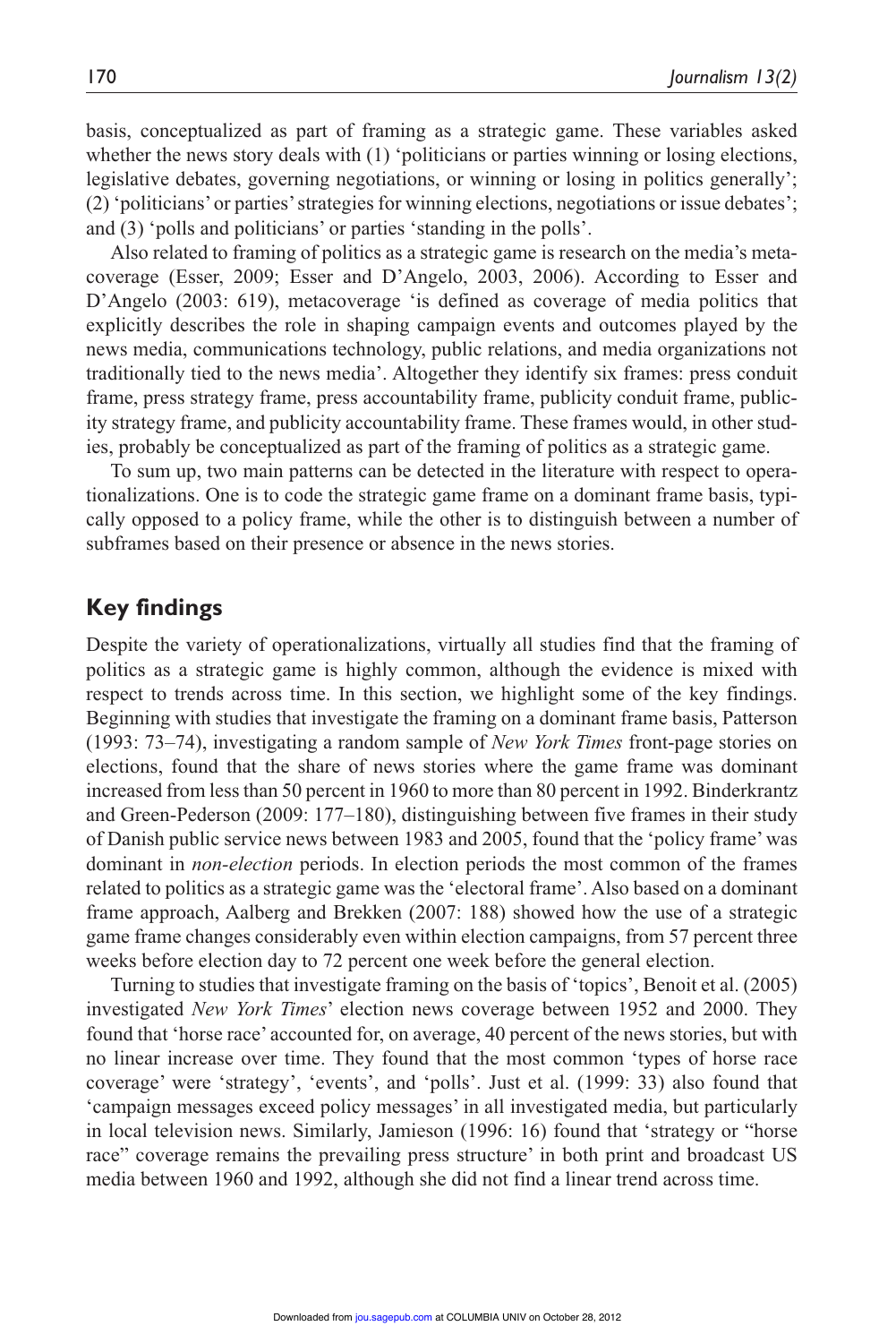basis, conceptualized as part of framing as a strategic game. These variables asked whether the news story deals with (1) 'politicians or parties winning or losing elections, legislative debates, governing negotiations, or winning or losing in politics generally'; (2) 'politicians' or parties' strategies for winning elections, negotiations or issue debates'; and (3) 'polls and politicians' or parties 'standing in the polls'.

Also related to framing of politics as a strategic game is research on the media's metacoverage (Esser, 2009; Esser and D'Angelo, 2003, 2006). According to Esser and D'Angelo (2003: 619), metacoverage 'is defined as coverage of media politics that explicitly describes the role in shaping campaign events and outcomes played by the news media, communications technology, public relations, and media organizations not traditionally tied to the news media'. Altogether they identify six frames: press conduit frame, press strategy frame, press accountability frame, publicity conduit frame, publicity strategy frame, and publicity accountability frame. These frames would, in other studies, probably be conceptualized as part of the framing of politics as a strategic game.

To sum up, two main patterns can be detected in the literature with respect to operationalizations. One is to code the strategic game frame on a dominant frame basis, typically opposed to a policy frame, while the other is to distinguish between a number of subframes based on their presence or absence in the news stories.

## Key findings

Despite the variety of operationalizations, virtually all studies find that the framing of politics as a strategic game is highly common, although the evidence is mixed with respect to trends across time. In this section, we highlight some of the key findings. Beginning with studies that investigate the framing on a dominant frame basis, Patterson (1993: 73–74), investigating a random sample of *New York Times* front-page stories on elections, found that the share of news stories where the game frame was dominant increased from less than 50 percent in 1960 to more than 80 percent in 1992. Binderkrantz and Green-Pederson (2009: 177–180), distinguishing between five frames in their study of Danish public service news between 1983 and 2005, found that the 'policy frame' was dominant in *non-election* periods. In election periods the most common of the frames related to politics as a strategic game was the 'electoral frame'. Also based on a dominant frame approach, Aalberg and Brekken (2007: 188) showed how the use of a strategic game frame changes considerably even within election campaigns, from 57 percent three weeks before election day to 72 percent one week before the general election.

Turning to studies that investigate framing on the basis of 'topics', Benoit et al. (2005) investigated *New York Times*' election news coverage between 1952 and 2000. They found that 'horse race' accounted for, on average, 40 percent of the news stories, but with no linear increase over time. They found that the most common 'types of horse race coverage' were 'strategy', 'events', and 'polls'. Just et al. (1999: 33) also found that 'campaign messages exceed policy messages' in all investigated media, but particularly in local television news. Similarly, Jamieson (1996: 16) found that 'strategy or "horse race" coverage remains the prevailing press structure' in both print and broadcast US media between 1960 and 1992, although she did not find a linear trend across time.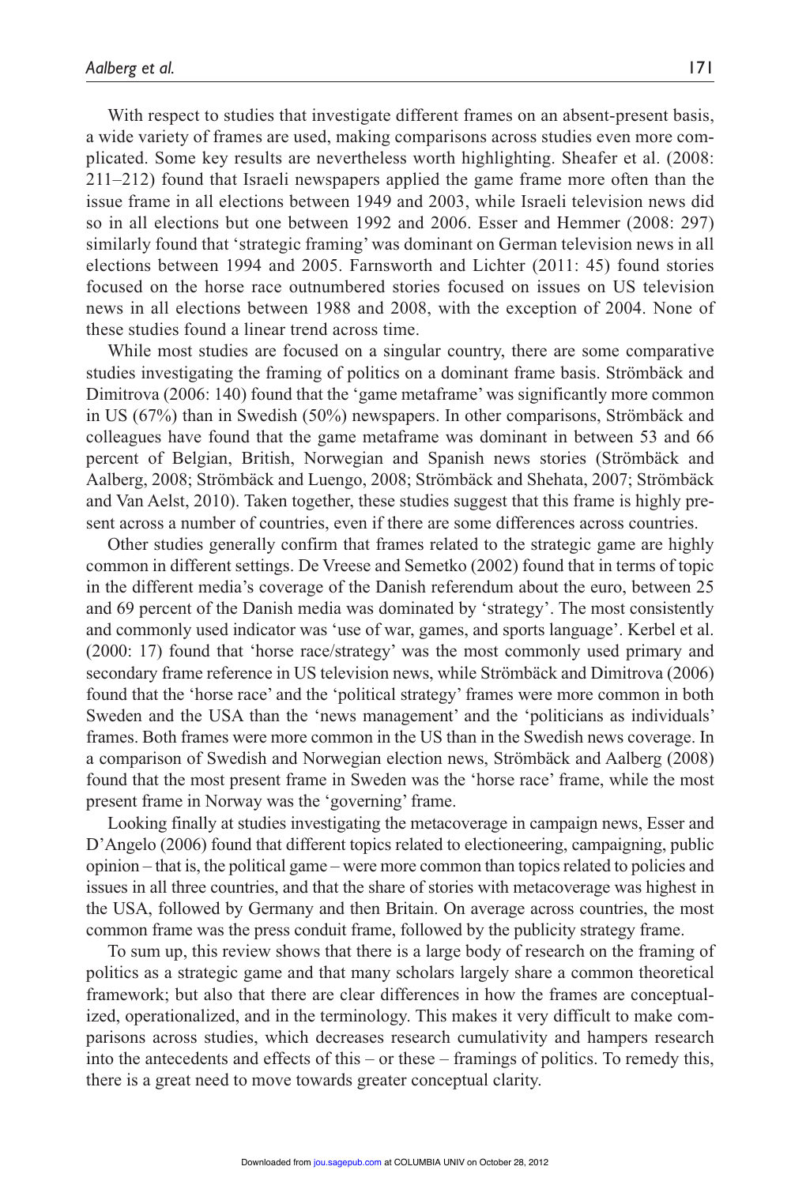With respect to studies that investigate different frames on an absent-present basis, a wide variety of frames are used, making comparisons across studies even more complicated. Some key results are nevertheless worth highlighting. Sheafer et al. (2008: 211–212) found that Israeli newspapers applied the game frame more often than the issue frame in all elections between 1949 and 2003, while Israeli television news did so in all elections but one between 1992 and 2006. Esser and Hemmer (2008: 297) similarly found that 'strategic framing' was dominant on German television news in all elections between 1994 and 2005. Farnsworth and Lichter (2011: 45) found stories focused on the horse race outnumbered stories focused on issues on US television news in all elections between 1988 and 2008, with the exception of 2004. None of these studies found a linear trend across time.

While most studies are focused on a singular country, there are some comparative studies investigating the framing of politics on a dominant frame basis. Strömbäck and Dimitrova (2006: 140) found that the 'game metaframe' was significantly more common in US (67%) than in Swedish (50%) newspapers. In other comparisons, Strömbäck and colleagues have found that the game metaframe was dominant in between 53 and 66 percent of Belgian, British, Norwegian and Spanish news stories (Strömbäck and Aalberg, 2008; Strömbäck and Luengo, 2008; Strömbäck and Shehata, 2007; Strömbäck and Van Aelst, 2010). Taken together, these studies suggest that this frame is highly present across a number of countries, even if there are some differences across countries.

Other studies generally confirm that frames related to the strategic game are highly common in different settings. De Vreese and Semetko (2002) found that in terms of topic in the different media's coverage of the Danish referendum about the euro, between 25 and 69 percent of the Danish media was dominated by 'strategy'. The most consistently and commonly used indicator was 'use of war, games, and sports language'. Kerbel et al. (2000: 17) found that 'horse race/strategy' was the most commonly used primary and secondary frame reference in US television news, while Strömbäck and Dimitrova (2006) found that the 'horse race' and the 'political strategy' frames were more common in both Sweden and the USA than the 'news management' and the 'politicians as individuals' frames. Both frames were more common in the US than in the Swedish news coverage. In a comparison of Swedish and Norwegian election news, Strömbäck and Aalberg (2008) found that the most present frame in Sweden was the 'horse race' frame, while the most present frame in Norway was the 'governing' frame.

Looking finally at studies investigating the metacoverage in campaign news, Esser and D'Angelo (2006) found that different topics related to electioneering, campaigning, public opinion – that is, the political game – were more common than topics related to policies and issues in all three countries, and that the share of stories with metacoverage was highest in the USA, followed by Germany and then Britain. On average across countries, the most common frame was the press conduit frame, followed by the publicity strategy frame.

To sum up, this review shows that there is a large body of research on the framing of politics as a strategic game and that many scholars largely share a common theoretical framework; but also that there are clear differences in how the frames are conceptualized, operationalized, and in the terminology. This makes it very difficult to make comparisons across studies, which decreases research cumulativity and hampers research into the antecedents and effects of this – or these – framings of politics. To remedy this, there is a great need to move towards greater conceptual clarity.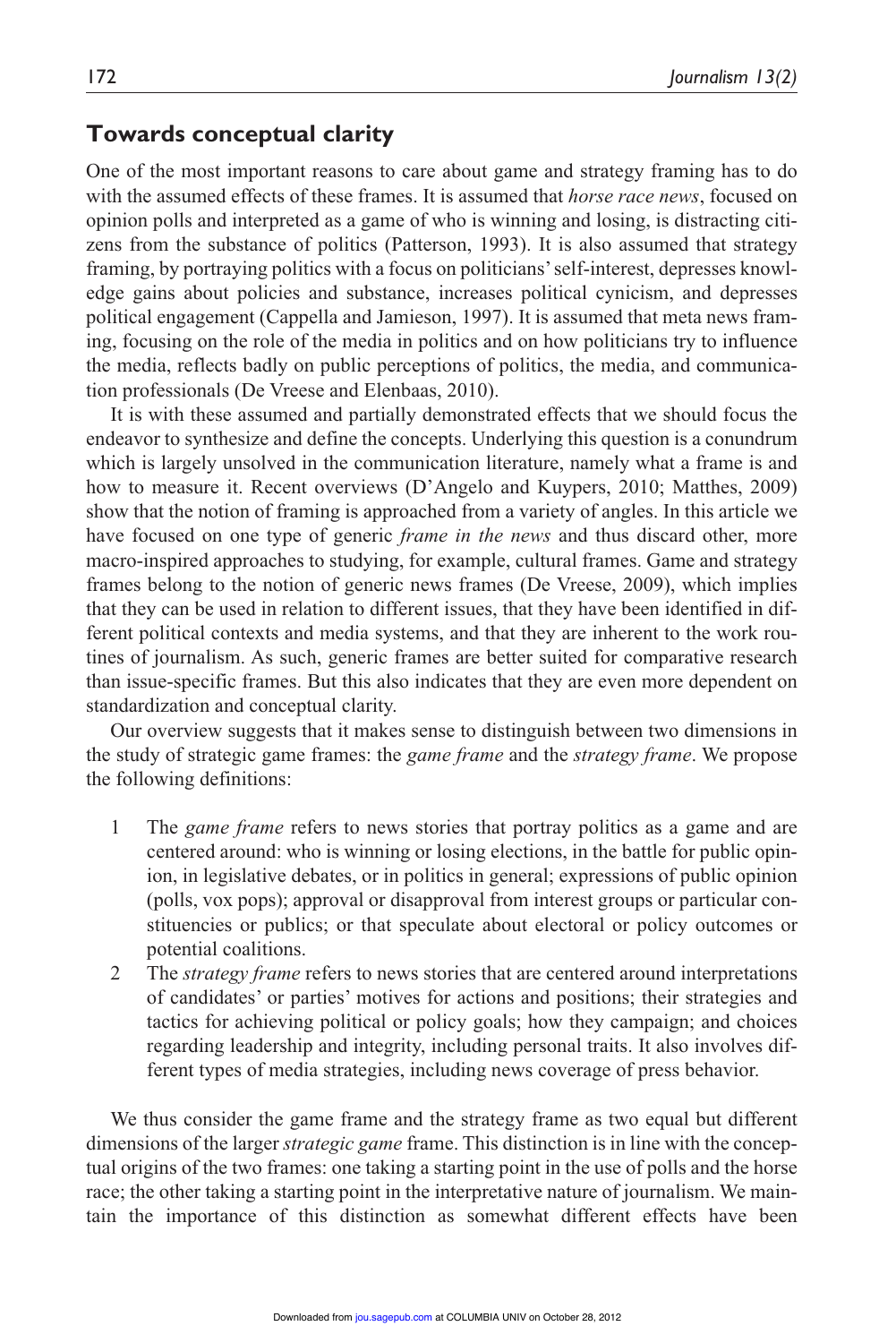## Towards conceptual clarity

One of the most important reasons to care about game and strategy framing has to do with the assumed effects of these frames. It is assumed that *horse race news*, focused on opinion polls and interpreted as a game of who is winning and losing, is distracting citizens from the substance of politics (Patterson, 1993). It is also assumed that strategy framing, by portraying politics with a focus on politicians' self-interest, depresses knowledge gains about policies and substance, increases political cynicism, and depresses political engagement (Cappella and Jamieson, 1997). It is assumed that meta news framing, focusing on the role of the media in politics and on how politicians try to influence the media, reflects badly on public perceptions of politics, the media, and communication professionals (De Vreese and Elenbaas, 2010).

It is with these assumed and partially demonstrated effects that we should focus the endeavor to synthesize and define the concepts. Underlying this question is a conundrum which is largely unsolved in the communication literature, namely what a frame is and how to measure it. Recent overviews (D'Angelo and Kuypers, 2010; Matthes, 2009) show that the notion of framing is approached from a variety of angles. In this article we have focused on one type of generic *frame in the news* and thus discard other, more macro-inspired approaches to studying, for example, cultural frames. Game and strategy frames belong to the notion of generic news frames (De Vreese, 2009), which implies that they can be used in relation to different issues, that they have been identified in different political contexts and media systems, and that they are inherent to the work routines of journalism. As such, generic frames are better suited for comparative research than issue-specific frames. But this also indicates that they are even more dependent on standardization and conceptual clarity.

Our overview suggests that it makes sense to distinguish between two dimensions in the study of strategic game frames: the *game frame* and the *strategy frame*. We propose the following definitions:

1. The *game frame* refers to news stories that portray politics as a game and are centered around: who is winning or losing elections, in the battle for public opinion, in legislative debates, or in politics in general; expressions of public opinion (polls, vox pops); approval or disapproval from interest groups or particular constituencies or publics; or that speculate about electoral or policy outcomes or potential coalitions.
2. The *strategy frame* refers to news stories that are centered around interpretations of candidates' or parties' motives for actions and positions; their strategies and tactics for achieving political or policy goals; how they campaign; and choices regarding leadership and integrity, including personal traits. It also involves different types of media strategies, including news coverage of press behavior.

We thus consider the game frame and the strategy frame as two equal but different dimensions of the larger *strategic game* frame. This distinction is in line with the conceptual origins of the two frames: one taking a starting point in the use of polls and the horse race; the other taking a starting point in the interpretative nature of journalism. We maintain the importance of this distinction as somewhat different effects have been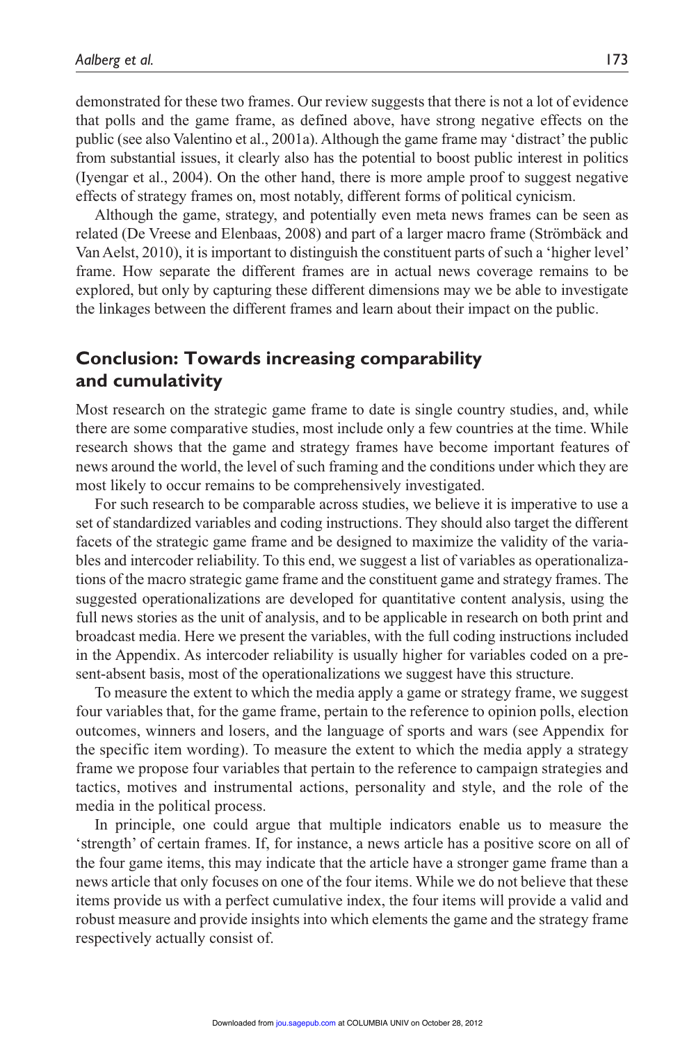demonstrated for these two frames. Our review suggests that there is not a lot of evidence that polls and the game frame, as defined above, have strong negative effects on the public (see also Valentino et al., 2001a). Although the game frame may 'distract' the public from substantial issues, it clearly also has the potential to boost public interest in politics (Iyengar et al., 2004). On the other hand, there is more ample proof to suggest negative effects of strategy frames on, most notably, different forms of political cynicism.

Although the game, strategy, and potentially even meta news frames can be seen as related (De Vreese and Elenbaas, 2008) and part of a larger macro frame (Strömbäck and Van Aelst, 2010), it is important to distinguish the constituent parts of such a 'higher level' frame. How separate the different frames are in actual news coverage remains to be explored, but only by capturing these different dimensions may we be able to investigate the linkages between the different frames and learn about their impact on the public.

## Conclusion: Towards increasing comparability and cumulativity

Most research on the strategic game frame to date is single country studies, and, while there are some comparative studies, most include only a few countries at the time. While research shows that the game and strategy frames have become important features of news around the world, the level of such framing and the conditions under which they are most likely to occur remains to be comprehensively investigated.

For such research to be comparable across studies, we believe it is imperative to use a set of standardized variables and coding instructions. They should also target the different facets of the strategic game frame and be designed to maximize the validity of the variables and intercoder reliability. To this end, we suggest a list of variables as operationalizations of the macro strategic game frame and the constituent game and strategy frames. The suggested operationalizations are developed for quantitative content analysis, using the full news stories as the unit of analysis, and to be applicable in research on both print and broadcast media. Here we present the variables, with the full coding instructions included in the Appendix. As intercoder reliability is usually higher for variables coded on a present-absent basis, most of the operationalizations we suggest have this structure.

To measure the extent to which the media apply a game or strategy frame, we suggest four variables that, for the game frame, pertain to the reference to opinion polls, election outcomes, winners and losers, and the language of sports and wars (see Appendix for the specific item wording). To measure the extent to which the media apply a strategy frame we propose four variables that pertain to the reference to campaign strategies and tactics, motives and instrumental actions, personality and style, and the role of the media in the political process.

In principle, one could argue that multiple indicators enable us to measure the 'strength' of certain frames. If, for instance, a news article has a positive score on all of the four game items, this may indicate that the article have a stronger game frame than a news article that only focuses on one of the four items. While we do not believe that these items provide us with a perfect cumulative index, the four items will provide a valid and robust measure and provide insights into which elements the game and the strategy frame respectively actually consist of.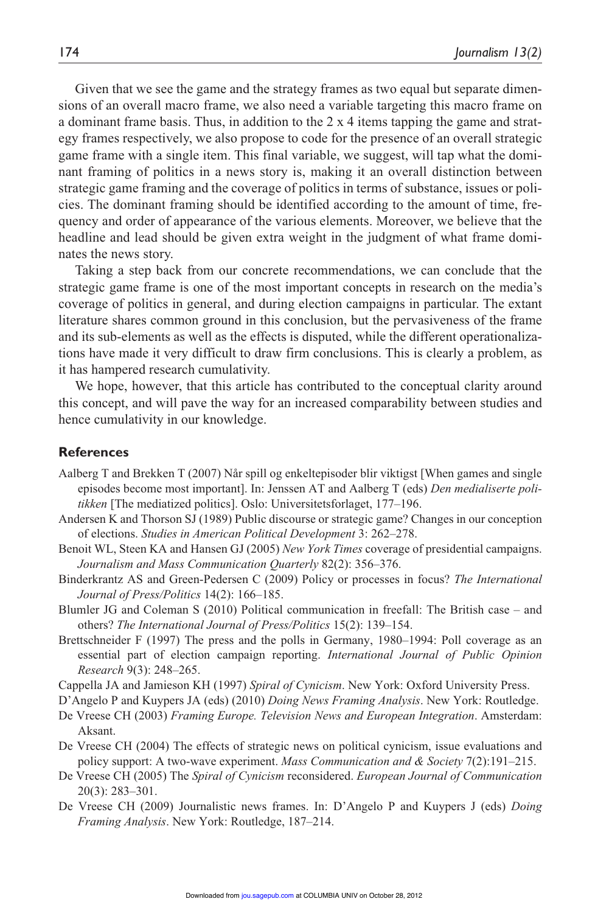Given that we see the game and the strategy frames as two equal but separate dimensions of an overall macro frame, we also need a variable targeting this macro frame on a dominant frame basis. Thus, in addition to the 2 x 4 items tapping the game and strategy frames respectively, we also propose to code for the presence of an overall strategic game frame with a single item. This final variable, we suggest, will tap what the dominant framing of politics in a news story is, making it an overall distinction between strategic game framing and the coverage of politics in terms of substance, issues or policies. The dominant framing should be identified according to the amount of time, frequency and order of appearance of the various elements. Moreover, we believe that the headline and lead should be given extra weight in the judgment of what frame dominates the news story.

Taking a step back from our concrete recommendations, we can conclude that the strategic game frame is one of the most important concepts in research on the media's coverage of politics in general, and during election campaigns in particular. The extant literature shares common ground in this conclusion, but the pervasiveness of the frame and its sub-elements as well as the effects is disputed, while the different operationalizations have made it very difficult to draw firm conclusions. This is clearly a problem, as it has hampered research cumulativity.

We hope, however, that this article has contributed to the conceptual clarity around this concept, and will pave the way for an increased comparability between studies and hence cumulativity in our knowledge.

## References

Aalberg T and Brekken T (2007) Når spill og enkeltepisoder blir viktigst [When games and single episodes become most important]. In: Jenssen AT and Aalberg T (eds) *Den medialiserte politikken* [The mediatized politics]. Oslo: Universitetsforlaget, 177–196.

Andersen K and Thorson SJ (1989) Public discourse or strategic game? Changes in our conception of elections. *Studies in American Political Development* 3: 262–278.

Benoit WL, Steen KA and Hansen GJ (2005) *New York Times* coverage of presidential campaigns. *Journalism and Mass Communication Quarterly* 82(2): 356–376.

Binderkrantz AS and Green-Pedersen C (2009) Policy or processes in focus? *The International Journal of Press/Politics* 14(2): 166–185.

Blumler JG and Coleman S (2010) Political communication in freefall: The British case – and others? *The International Journal of Press/Politics* 15(2): 139–154.

Brettschneider F (1997) The press and the polls in Germany, 1980–1994: Poll coverage as an essential part of election campaign reporting. *International Journal of Public Opinion Research* 9(3): 248–265.

Cappella JA and Jamieson KH (1997) *Spiral of Cynicism*. New York: Oxford University Press.

D'Angelo P and Kuypers JA (eds) (2010) *Doing News Framing Analysis*. New York: Routledge.

De Vreese CH (2003) *Framing Europe. Television News and European Integration*. Amsterdam: Aksant.

De Vreese CH (2004) The effects of strategic news on political cynicism, issue evaluations and policy support: A two-wave experiment. *Mass Communication and & Society* 7(2):191–215.

De Vreese CH (2005) The *Spiral of Cynicism* reconsidered. *European Journal of Communication* 20(3): 283–301.

De Vreese CH (2009) Journalistic news frames. In: D'Angelo P and Kuypers J (eds) *Doing Framing Analysis*. New York: Routledge, 187–214.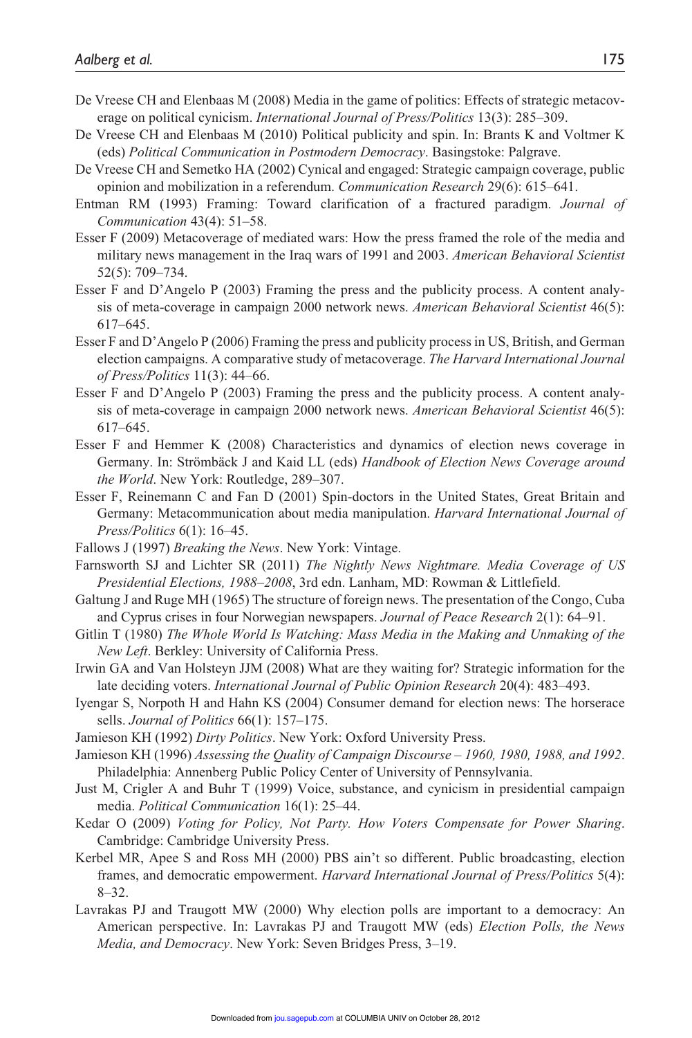De Vreese CH and Elenbaas M (2008) Media in the game of politics: Effects of strategic metacoverage on political cynicism. *International Journal of Press/Politics* 13(3): 285–309.

De Vreese CH and Elenbaas M (2010) Political publicity and spin. In: Brants K and Voltmer K (eds) *Political Communication in Postmodern Democracy*. Basingstoke: Palgrave.

De Vreese CH and Semetko HA (2002) Cynical and engaged: Strategic campaign coverage, public opinion and mobilization in a referendum. *Communication Research* 29(6): 615–641.

Entman RM (1993) Framing: Toward clarification of a fractured paradigm. *Journal of Communication* 43(4): 51–58.

Esser F (2009) Metacoverage of mediated wars: How the press framed the role of the media and military news management in the Iraq wars of 1991 and 2003. *American Behavioral Scientist* 52(5): 709–734.

Esser F and D'Angelo P (2003) Framing the press and the publicity process. A content analysis of meta-coverage in campaign 2000 network news. *American Behavioral Scientist* 46(5): 617–645.

Esser F and D'Angelo P (2006) Framing the press and publicity process in US, British, and German election campaigns. A comparative study of metacoverage. *The Harvard International Journal of Press/Politics* 11(3): 44–66.

Esser F and D'Angelo P (2003) Framing the press and the publicity process. A content analysis of meta-coverage in campaign 2000 network news. *American Behavioral Scientist* 46(5): 617–645.

Esser F and Hemmer K (2008) Characteristics and dynamics of election news coverage in Germany. In: Strömbäck J and Kaid LL (eds) *Handbook of Election News Coverage around the World*. New York: Routledge, 289–307.

Esser F, Reinemann C and Fan D (2001) Spin-doctors in the United States, Great Britain and Germany: Metacommunication about media manipulation. *Harvard International Journal of Press/Politics* 6(1): 16–45.

Fallows J (1997) *Breaking the News*. New York: Vintage.

Farnsworth SJ and Lichter SR (2011) *The Nightly News Nightmare. Media Coverage of US Presidential Elections, 1988–2008*, 3rd edn. Lanham, MD: Rowman & Littlefield.

Galtung J and Ruge MH (1965) The structure of foreign news. The presentation of the Congo, Cuba and Cyprus crises in four Norwegian newspapers. *Journal of Peace Research* 2(1): 64–91.

Gitlin T (1980) *The Whole World Is Watching: Mass Media in the Making and Unmaking of the New Left*. Berkley: University of California Press.

Irwin GA and Van Holsteyn JJM (2008) What are they waiting for? Strategic information for the late deciding voters. *International Journal of Public Opinion Research* 20(4): 483–493.

Iyengar S, Norpoth H and Hahn KS (2004) Consumer demand for election news: The horserace sells. *Journal of Politics* 66(1): 157–175.

Jamieson KH (1992) *Dirty Politics*. New York: Oxford University Press.

Jamieson KH (1996) *Assessing the Quality of Campaign Discourse – 1960, 1980, 1988, and 1992*. Philadelphia: Annenberg Public Policy Center of University of Pennsylvania.

Just M, Crigler A and Buhr T (1999) Voice, substance, and cynicism in presidential campaign media. *Political Communication* 16(1): 25–44.

Kedar O (2009) *Voting for Policy, Not Party. How Voters Compensate for Power Sharing*. Cambridge: Cambridge University Press.

Kerbel MR, Apee S and Ross MH (2000) PBS ain't so different. Public broadcasting, election frames, and democratic empowerment. *Harvard International Journal of Press/Politics* 5(4): 8–32.

Lavrakas PJ and Traugott MW (2000) Why election polls are important to a democracy: An American perspective. In: Lavrakas PJ and Traugott MW (eds) *Election Polls, the News Media, and Democracy*. New York: Seven Bridges Press, 3–19.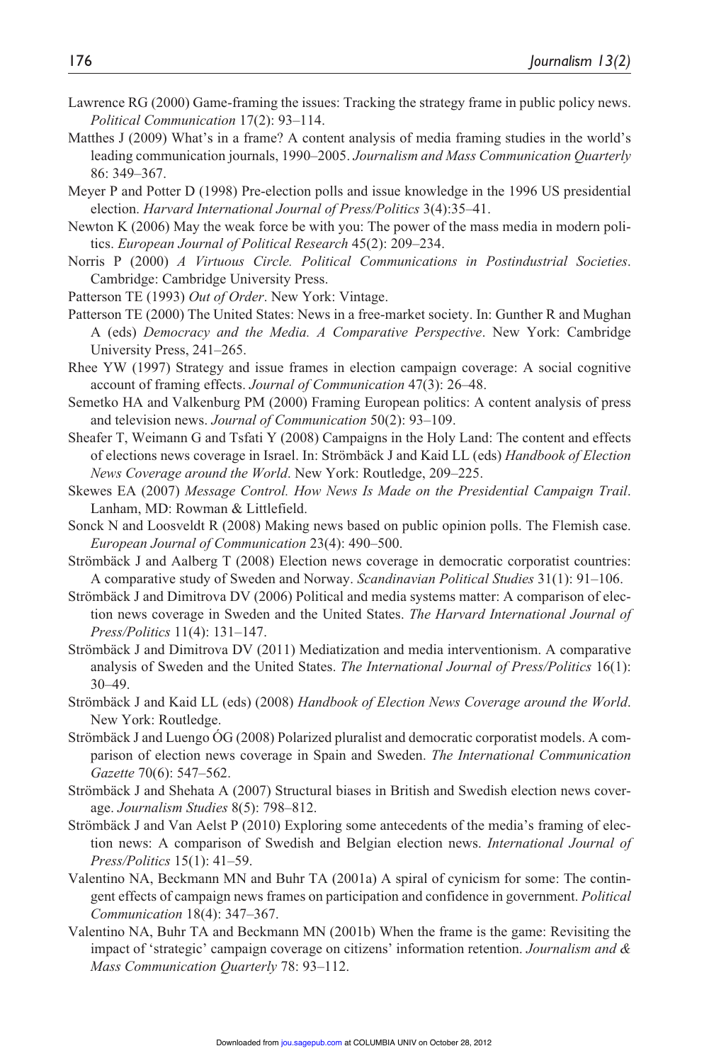Lawrence RG (2000) Game-framing the issues: Tracking the strategy frame in public policy news. *Political Communication* 17(2): 93–114.

Matthes J (2009) What's in a frame? A content analysis of media framing studies in the world's leading communication journals, 1990–2005. *Journalism and Mass Communication Quarterly* 86: 349–367.

Meyer P and Potter D (1998) Pre-election polls and issue knowledge in the 1996 US presidential election. *Harvard International Journal of Press/Politics* 3(4):35–41.

Newton K (2006) May the weak force be with you: The power of the mass media in modern politics. *European Journal of Political Research* 45(2): 209–234.

Norris P (2000) *A Virtuous Circle. Political Communications in Postindustrial Societies*. Cambridge: Cambridge University Press.

Patterson TE (1993) *Out of Order*. New York: Vintage.

Patterson TE (2000) The United States: News in a free-market society. In: Gunther R and Mughan A (eds) *Democracy and the Media. A Comparative Perspective*. New York: Cambridge University Press, 241–265.

Rhee YW (1997) Strategy and issue frames in election campaign coverage: A social cognitive account of framing effects. *Journal of Communication* 47(3): 26–48.

Semetko HA and Valkenburg PM (2000) Framing European politics: A content analysis of press and television news. *Journal of Communication* 50(2): 93–109.

Sheafer T, Weimann G and Tsfati Y (2008) Campaigns in the Holy Land: The content and effects of elections news coverage in Israel. In: Strömbäck J and Kaid LL (eds) *Handbook of Election News Coverage around the World*. New York: Routledge, 209–225.

Skewes EA (2007) *Message Control. How News Is Made on the Presidential Campaign Trail*. Lanham, MD: Rowman & Littlefield.

Sonck N and Loosveldt R (2008) Making news based on public opinion polls. The Flemish case. *European Journal of Communication* 23(4): 490–500.

Strömbäck J and Aalberg T (2008) Election news coverage in democratic corporatist countries: A comparative study of Sweden and Norway. *Scandinavian Political Studies* 31(1): 91–106.

Strömbäck J and Dimitrova DV (2006) Political and media systems matter: A comparison of election news coverage in Sweden and the United States. *The Harvard International Journal of Press/Politics* 11(4): 131–147.

Strömbäck J and Dimitrova DV (2011) Mediatization and media interventionism. A comparative analysis of Sweden and the United States. *The International Journal of Press/Politics* 16(1): 30–49.

Strömbäck J and Kaid LL (eds) (2008) *Handbook of Election News Coverage around the World*. New York: Routledge.

Strömbäck J and Luengo ÓG (2008) Polarized pluralist and democratic corporatist models. A comparison of election news coverage in Spain and Sweden. *The International Communication Gazette* 70(6): 547–562.

Strömbäck J and Shehata A (2007) Structural biases in British and Swedish election news coverage. *Journalism Studies* 8(5): 798–812.

Strömbäck J and Van Aelst P (2010) Exploring some antecedents of the media's framing of election news: A comparison of Swedish and Belgian election news. *International Journal of Press/Politics* 15(1): 41–59.

Valentino NA, Beckmann MN and Buhr TA (2001a) A spiral of cynicism for some: The contingent effects of campaign news frames on participation and confidence in government. *Political Communication* 18(4): 347–367.

Valentino NA, Buhr TA and Beckmann MN (2001b) When the frame is the game: Revisiting the impact of 'strategic' campaign coverage on citizens' information retention. *Journalism and & Mass Communication Quarterly* 78: 93–112.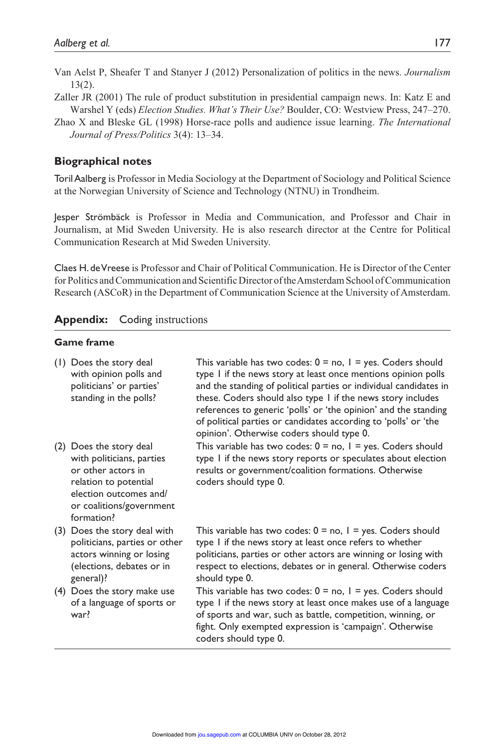Van Aelst P, Sheafer T and Stanyer J (2012) Personalization of politics in the news. *Journalism* 13(2).

Zaller JR (2001) The rule of product substitution in presidential campaign news. In: Katz E and Warshel Y (eds) *Election Studies. What's Their Use?* Boulder, CO: Westview Press, 247–270.

Zhao X and Bleske GL (1998) Horse-race polls and audience issue learning. *The International Journal of Press/Politics* 3(4): 13–34.

### Biographical notes

Toril Aalberg is Professor in Media Sociology at the Department of Sociology and Political Science at the Norwegian University of Science and Technology (NTNU) in Trondheim.

Jesper Strömbäck is Professor in Media and Communication, and Professor and Chair in Journalism, at Mid Sweden University. He is also research director at the Centre for Political Communication Research at Mid Sweden University.

Claes H. de Vreese is Professor and Chair of Political Communication. He is Director of the Center for Politics and Communication and Scientific Director of the Amsterdam School of Communication Research (ASCoR) in the Department of Communication Science at the University of Amsterdam.

### **Appendix:** Coding instructions

#### Game frame

| | |
|---|---|
| (1) Does the story deal with opinion polls and politicians' or parties' standing in the polls? | This variable has two codes: 0 = no, 1 = yes. Coders should type 1 if the news story at least once mentions opinion polls and the standing of political parties or individual candidates in these. Coders should also type 1 if the news story includes references to generic 'polls' or 'the opinion' and the standing of political parties or candidates according to 'polls' or 'the opinion'. Otherwise coders should type 0. |
| (2) Does the story deal with politicians, parties or other actors in relation to potential election outcomes and/or coalitions/government formation? | This variable has two codes: 0 = no, 1 = yes. Coders should type 1 if the news story reports or speculates about election results or government/coalition formations. Otherwise coders should type 0. |
| (3) Does the story deal with politicians, parties or other actors winning or losing (elections, debates or in general)? | This variable has two codes: 0 = no, 1 = yes. Coders should type 1 if the news story at least once refers to whether politicians, parties or other actors are winning or losing with respect to elections, debates or in general. Otherwise coders should type 0. |
| (4) Does the story make use of a language of sports or war? | This variable has two codes: 0 = no, 1 = yes. Coders should type 1 if the news story at least once makes use of a language of sports and war, such as battle, competition, winning, or fight. Only exempted expression is 'campaign'. Otherwise coders should type 0. |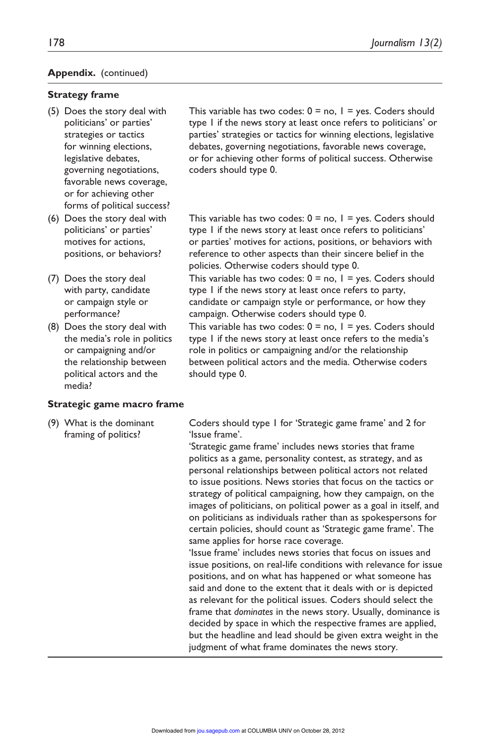**Appendix.** (continued)

| | |
|---|---|
| **Strategy frame** | |
| (5) Does the story deal with politicians' or parties' strategies or tactics for winning elections, legislative debates, governing negotiations, favorable news coverage, or for achieving other forms of political success? | This variable has two codes: 0 = no, 1 = yes. Coders should type 1 if the news story at least once refers to politicians' or parties' strategies or tactics for winning elections, legislative debates, governing negotiations, favorable news coverage, or for achieving other forms of political success. Otherwise coders should type 0. |
| (6) Does the story deal with politicians' or parties' motives for actions, positions, or behaviors? | This variable has two codes: 0 = no, 1 = yes. Coders should type 1 if the news story at least once refers to politicians' or parties' motives for actions, positions, or behaviors with reference to other aspects than their sincere belief in the policies. Otherwise coders should type 0. |
| (7) Does the story deal with party, candidate or campaign style or performance? | This variable has two codes: 0 = no, 1 = yes. Coders should type 1 if the news story at least once refers to party, candidate or campaign style or performance, or how they campaign. Otherwise coders should type 0. |
| (8) Does the story deal with the media's role in politics or campaigning and/or the relationship between political actors and the media? | This variable has two codes: 0 = no, 1 = yes. Coders should type 1 if the news story at least once refers to the media's role in politics or campaigning and/or the relationship between political actors and the media. Otherwise coders should type 0. |
| **Strategic game macro frame** | |
| (9) What is the dominant framing of politics? | Coders should type 1 for 'Strategic game frame' and 2 for 'Issue frame'.<br>'Strategic game frame' includes news stories that frame politics as a game, personality contest, as strategy, and as personal relationships between political actors not related to issue positions. News stories that focus on the tactics or strategy of political campaigning, how they campaign, on the images of politicians, on political power as a goal in itself, and on politicians as individuals rather than as spokespersons for certain policies, should count as 'Strategic game frame'. The same applies for horse race coverage.<br>'Issue frame' includes news stories that focus on issues and issue positions, on real-life conditions with relevance for issue positions, and on what has happened or what someone has said and done to the extent that it deals with or is depicted as relevant for the political issues. Coders should select the frame that *dominates* in the news story. Usually, dominance is decided by space in which the respective frames are applied, but the headline and lead should be given extra weight in the judgment of what frame dominates the news story. |